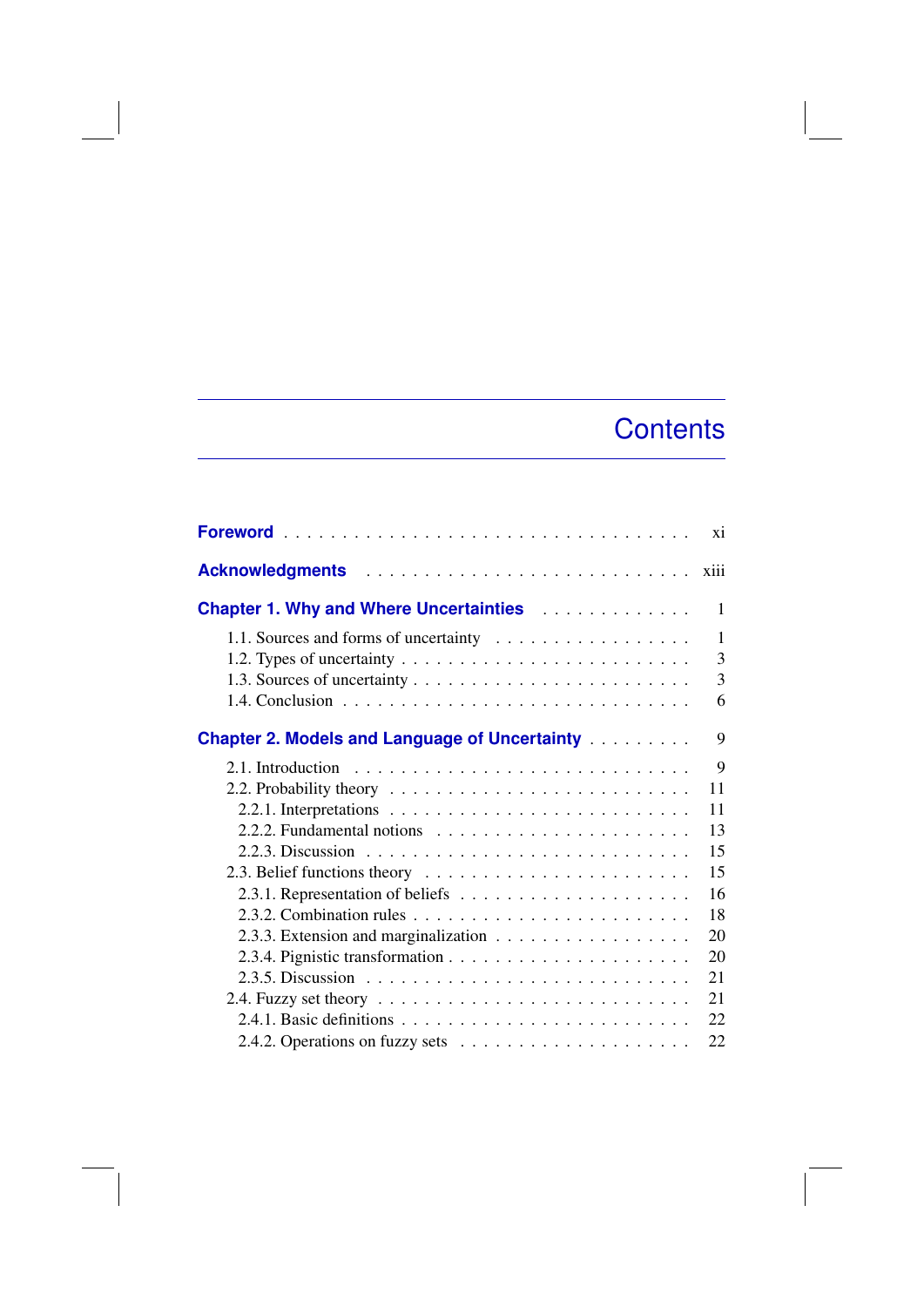# Contents

**Foreword** . . . . . . . . . . . . . . . . . . . . . . . . . . . . . . . . . . . xi

**Acknowledgments** . . . . . . . . . . . . . . . . . . . . . . . . . . . . xiii

**Chapter 1. Why and Where Uncertainties** . . . . . . . . . . . . . 1

- 1.1. Sources and forms of uncertainty . . . . . . . . . . . . . . . . . 1
- 1.2. Types of uncertainty . . . . . . . . . . . . . . . . . . . . . . . . 3
- 1.3. Sources of uncertainty . . . . . . . . . . . . . . . . . . . . . . . 3
- 1.4. Conclusion . . . . . . . . . . . . . . . . . . . . . . . . . . . . . 6

**Chapter 2. Models and Language of Uncertainty** . . . . . . . . . 9

- 2.1. Introduction . . . . . . . . . . . . . . . . . . . . . . . . . . . . 9
- 2.2. Probability theory . . . . . . . . . . . . . . . . . . . . . . . . . 11
  - 2.2.1. Interpretations . . . . . . . . . . . . . . . . . . . . . . . . 11
  - 2.2.2. Fundamental notions . . . . . . . . . . . . . . . . . . . . . 13
  - 2.2.3. Discussion . . . . . . . . . . . . . . . . . . . . . . . . . . 15
- 2.3. Belief functions theory . . . . . . . . . . . . . . . . . . . . . . 15
  - 2.3.1. Representation of beliefs . . . . . . . . . . . . . . . . . . . 16
  - 2.3.2. Combination rules . . . . . . . . . . . . . . . . . . . . . . 18
  - 2.3.3. Extension and marginalization . . . . . . . . . . . . . . . . 20
  - 2.3.4. Pignistic transformation . . . . . . . . . . . . . . . . . . . 20
  - 2.3.5. Discussion . . . . . . . . . . . . . . . . . . . . . . . . . . 21
- 2.4. Fuzzy set theory . . . . . . . . . . . . . . . . . . . . . . . . . 21
  - 2.4.1. Basic definitions . . . . . . . . . . . . . . . . . . . . . . . 22
  - 2.4.2. Operations on fuzzy sets . . . . . . . . . . . . . . . . . . . 22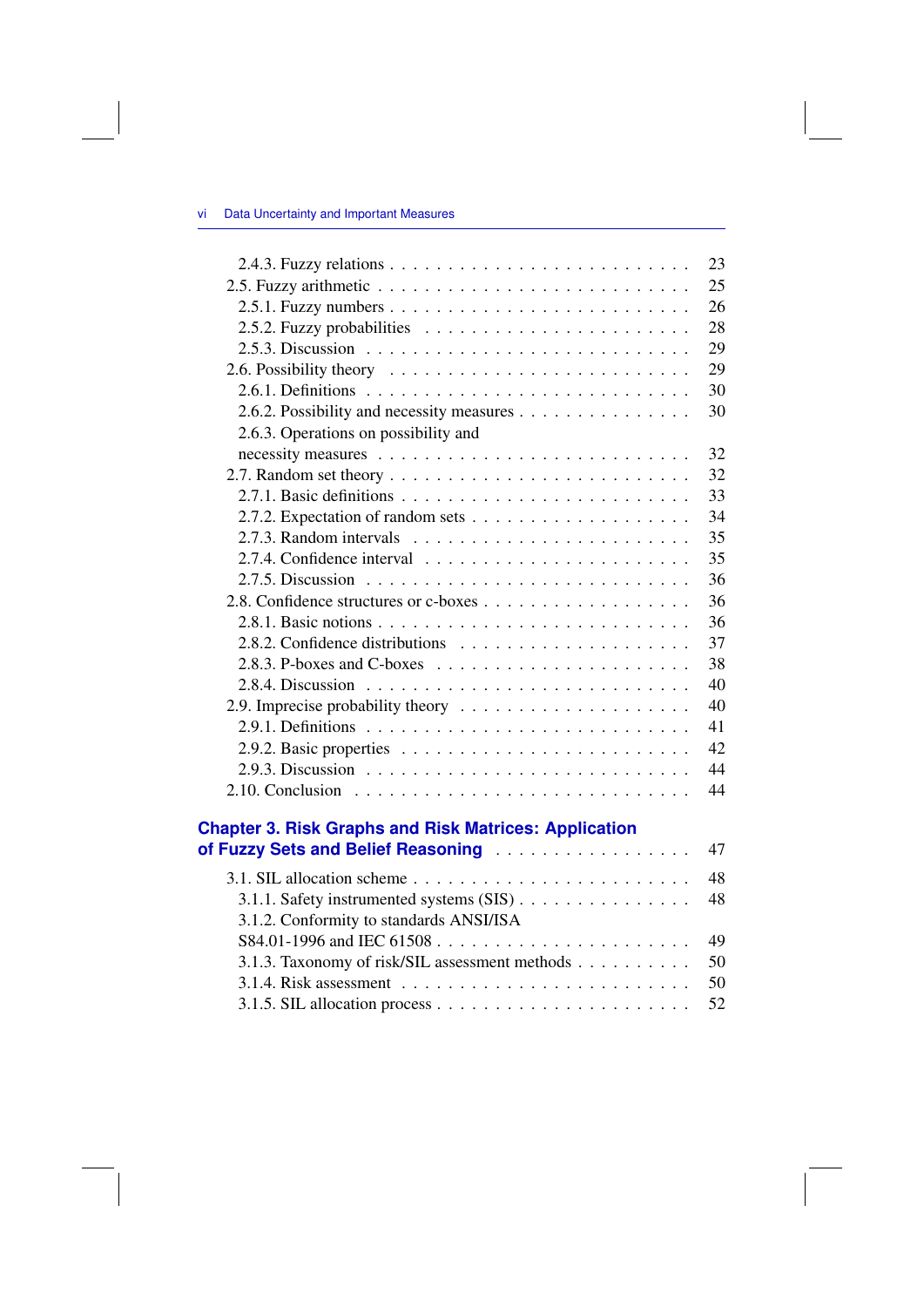2.4.3. Fuzzy relations . . . . . . . . . . . . . . . . . . . . . . . . 23
2.5. Fuzzy arithmetic . . . . . . . . . . . . . . . . . . . . . . . . 25
2.5.1. Fuzzy numbers . . . . . . . . . . . . . . . . . . . . . . . . 26
2.5.2. Fuzzy probabilities . . . . . . . . . . . . . . . . . . . . . 28
2.5.3. Discussion . . . . . . . . . . . . . . . . . . . . . . . . . . 29
2.6. Possibility theory . . . . . . . . . . . . . . . . . . . . . . . 29
2.6.1. Definitions . . . . . . . . . . . . . . . . . . . . . . . . . . 30
2.6.2. Possibility and necessity measures . . . . . . . . . . . . . . 30
2.6.3. Operations on possibility and necessity measures . . . . . . . . . . . . . . . . . . . . . . . . 32
2.7. Random set theory . . . . . . . . . . . . . . . . . . . . . . . 32
2.7.1. Basic definitions . . . . . . . . . . . . . . . . . . . . . . . 33
2.7.2. Expectation of random sets . . . . . . . . . . . . . . . . . . 34
2.7.3. Random intervals . . . . . . . . . . . . . . . . . . . . . . . 35
2.7.4. Confidence interval . . . . . . . . . . . . . . . . . . . . . . 35
2.7.5. Discussion . . . . . . . . . . . . . . . . . . . . . . . . . . 36
2.8. Confidence structures or c-boxes . . . . . . . . . . . . . . . . 36
2.8.1. Basic notions . . . . . . . . . . . . . . . . . . . . . . . . . 36
2.8.2. Confidence distributions . . . . . . . . . . . . . . . . . . . 37
2.8.3. P-boxes and C-boxes . . . . . . . . . . . . . . . . . . . . . 38
2.8.4. Discussion . . . . . . . . . . . . . . . . . . . . . . . . . . 40
2.9. Imprecise probability theory . . . . . . . . . . . . . . . . . . 40
2.9.1. Definitions . . . . . . . . . . . . . . . . . . . . . . . . . . 41
2.9.2. Basic properties . . . . . . . . . . . . . . . . . . . . . . . 42
2.9.3. Discussion . . . . . . . . . . . . . . . . . . . . . . . . . . 44
2.10. Conclusion . . . . . . . . . . . . . . . . . . . . . . . . . . . 44

**Chapter 3. Risk Graphs and Risk Matrices: Application of Fuzzy Sets and Belief Reasoning** . . . . . . . . . . . . . . . . . 47

3.1. SIL allocation scheme . . . . . . . . . . . . . . . . . . . . . . 48
3.1.1. Safety instrumented systems (SIS) . . . . . . . . . . . . . . 48
3.1.2. Conformity to standards ANSI/ISA S84.01-1996 and IEC 61508 . . . . . . . . . . . . . . . . . . . . . 49
3.1.3. Taxonomy of risk/SIL assessment methods . . . . . . . . . . 50
3.1.4. Risk assessment . . . . . . . . . . . . . . . . . . . . . . . . 50
3.1.5. SIL allocation process . . . . . . . . . . . . . . . . . . . . . 52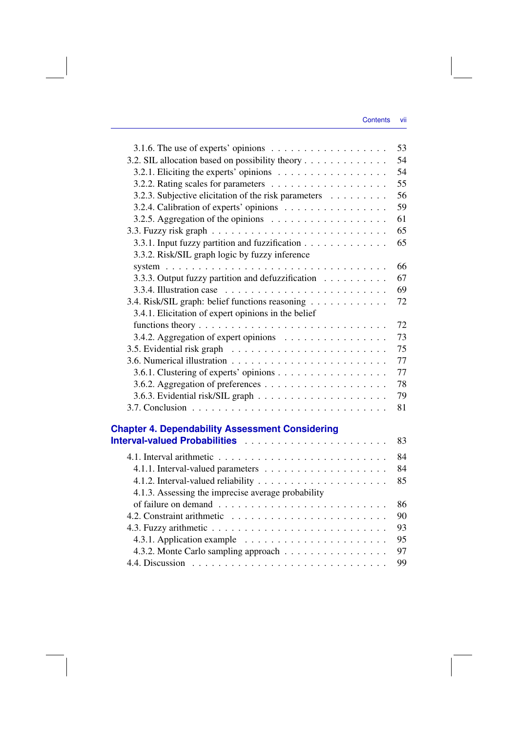3.1.6. The use of experts' opinions . . . . . . . . . . . . . . . . . . 53

3.2. SIL allocation based on possibility theory . . . . . . . . . . . . . 54

3.2.1. Eliciting the experts' opinions . . . . . . . . . . . . . . . . 54

3.2.2. Rating scales for parameters . . . . . . . . . . . . . . . . . 55

3.2.3. Subjective elicitation of the risk parameters . . . . . . . . . 56

3.2.4. Calibration of experts' opinions . . . . . . . . . . . . . . . 59

3.2.5. Aggregation of the opinions . . . . . . . . . . . . . . . . . 61

3.3. Fuzzy risk graph . . . . . . . . . . . . . . . . . . . . . . . . . 65

3.3.1. Input fuzzy partition and fuzzification . . . . . . . . . . . . 65

3.3.2. Risk/SIL graph logic by fuzzy inference system . . . . . . . . . . . . . . . . . . . . . . . . . . . . . . 66

3.3.3. Output fuzzy partition and defuzzification . . . . . . . . . . 67

3.3.4. Illustration case . . . . . . . . . . . . . . . . . . . . . . . 69

3.4. Risk/SIL graph: belief functions reasoning . . . . . . . . . . . 72

3.4.1. Elicitation of expert opinions in the belief functions theory . . . . . . . . . . . . . . . . . . . . . . . . . . 72

3.4.2. Aggregation of expert opinions . . . . . . . . . . . . . . . 73

3.5. Evidential risk graph . . . . . . . . . . . . . . . . . . . . . . 75

3.6. Numerical illustration . . . . . . . . . . . . . . . . . . . . . . 77

3.6.1. Clustering of experts' opinions . . . . . . . . . . . . . . . . 77

3.6.2. Aggregation of preferences . . . . . . . . . . . . . . . . . . 78

3.6.3. Evidential risk/SIL graph . . . . . . . . . . . . . . . . . . 79

3.7. Conclusion . . . . . . . . . . . . . . . . . . . . . . . . . . . 81

**Chapter 4. Dependability Assessment Considering Interval-valued Probabilities . . . . . . . . . . . . . . . . . . . . . 83**

4.1. Interval arithmetic . . . . . . . . . . . . . . . . . . . . . . . . 84

4.1.1. Interval-valued parameters . . . . . . . . . . . . . . . . . . 84

4.1.2. Interval-valued reliability . . . . . . . . . . . . . . . . . . . 85

4.1.3. Assessing the imprecise average probability of failure on demand . . . . . . . . . . . . . . . . . . . . . . . . 86

4.2. Constraint arithmetic . . . . . . . . . . . . . . . . . . . . . . 90

4.3. Fuzzy arithmetic . . . . . . . . . . . . . . . . . . . . . . . . . 93

4.3.1. Application example . . . . . . . . . . . . . . . . . . . . . 95

4.3.2. Monte Carlo sampling approach . . . . . . . . . . . . . . . 97

4.4. Discussion . . . . . . . . . . . . . . . . . . . . . . . . . . . . 99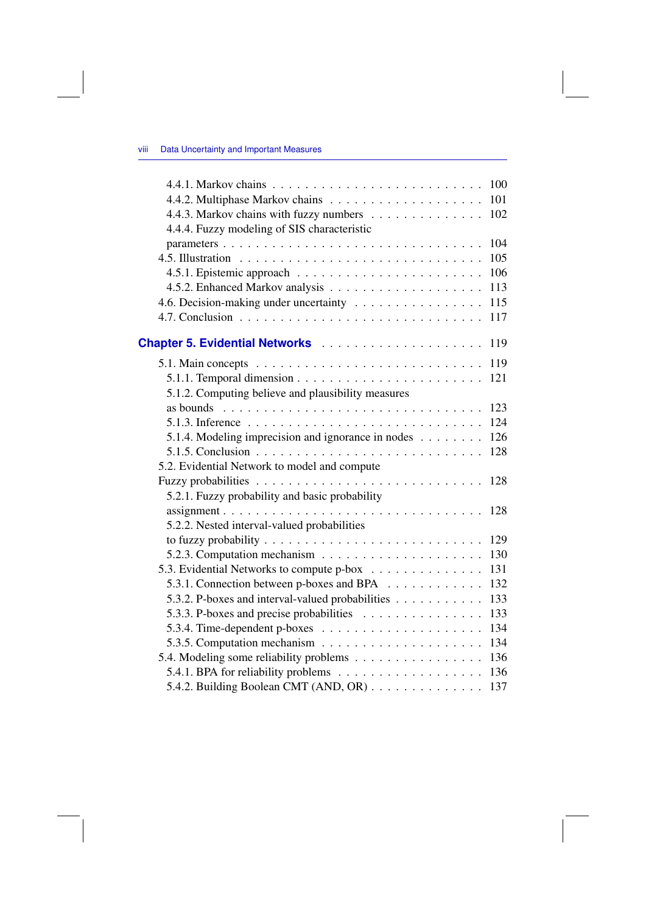4.4.1. Markov chains . . . . . . . . . . . . . . . . . . . . . . . . . 100
4.4.2. Multiphase Markov chains . . . . . . . . . . . . . . . . . . . 101
4.4.3. Markov chains with fuzzy numbers . . . . . . . . . . . . . 102
4.4.4. Fuzzy modeling of SIS characteristic parameters . . . . . . . . . . . . . . . . . . . . . . . . . . . . . 104
4.5. Illustration . . . . . . . . . . . . . . . . . . . . . . . . . . 105
4.5.1. Epistemic approach . . . . . . . . . . . . . . . . . . . . . . . 106
4.5.2. Enhanced Markov analysis . . . . . . . . . . . . . . . . . . 113
4.6. Decision-making under uncertainty . . . . . . . . . . . . . . . 115
4.7. Conclusion . . . . . . . . . . . . . . . . . . . . . . . . . . 117

## Chapter 5. Evidential Networks . . . . . . . . . . . . . . . . . . . 119

5.1. Main concepts . . . . . . . . . . . . . . . . . . . . . . . . . 119
5.1.1. Temporal dimension . . . . . . . . . . . . . . . . . . . . . . 121
5.1.2. Computing believe and plausibility measures as bounds . . . . . . . . . . . . . . . . . . . . . . . . . . . . . 123
5.1.3. Inference . . . . . . . . . . . . . . . . . . . . . . . . . . . 124
5.1.4. Modeling imprecision and ignorance in nodes . . . . . . . . 126
5.1.5. Conclusion . . . . . . . . . . . . . . . . . . . . . . . . . . 128
5.2. Evidential Network to model and compute Fuzzy probabilities . . . . . . . . . . . . . . . . . . . . . . . . . . . 128
5.2.1. Fuzzy probability and basic probability assignment . . . . . . . . . . . . . . . . . . . . . . . . . . . . . 128
5.2.2. Nested interval-valued probabilities to fuzzy probability . . . . . . . . . . . . . . . . . . . . . . . . . 129
5.2.3. Computation mechanism . . . . . . . . . . . . . . . . . . . 130
5.3. Evidential Networks to compute p-box . . . . . . . . . . . . . 131
5.3.1. Connection between p-boxes and BPA . . . . . . . . . . . . 132
5.3.2. P-boxes and interval-valued probabilities . . . . . . . . . . . 133
5.3.3. P-boxes and precise probabilities . . . . . . . . . . . . . . . 133
5.3.4. Time-dependent p-boxes . . . . . . . . . . . . . . . . . . . 134
5.3.5. Computation mechanism . . . . . . . . . . . . . . . . . . . 134
5.4. Modeling some reliability problems . . . . . . . . . . . . . . . 136
5.4.1. BPA for reliability problems . . . . . . . . . . . . . . . . . 136
5.4.2. Building Boolean CMT (AND, OR) . . . . . . . . . . . . . . 137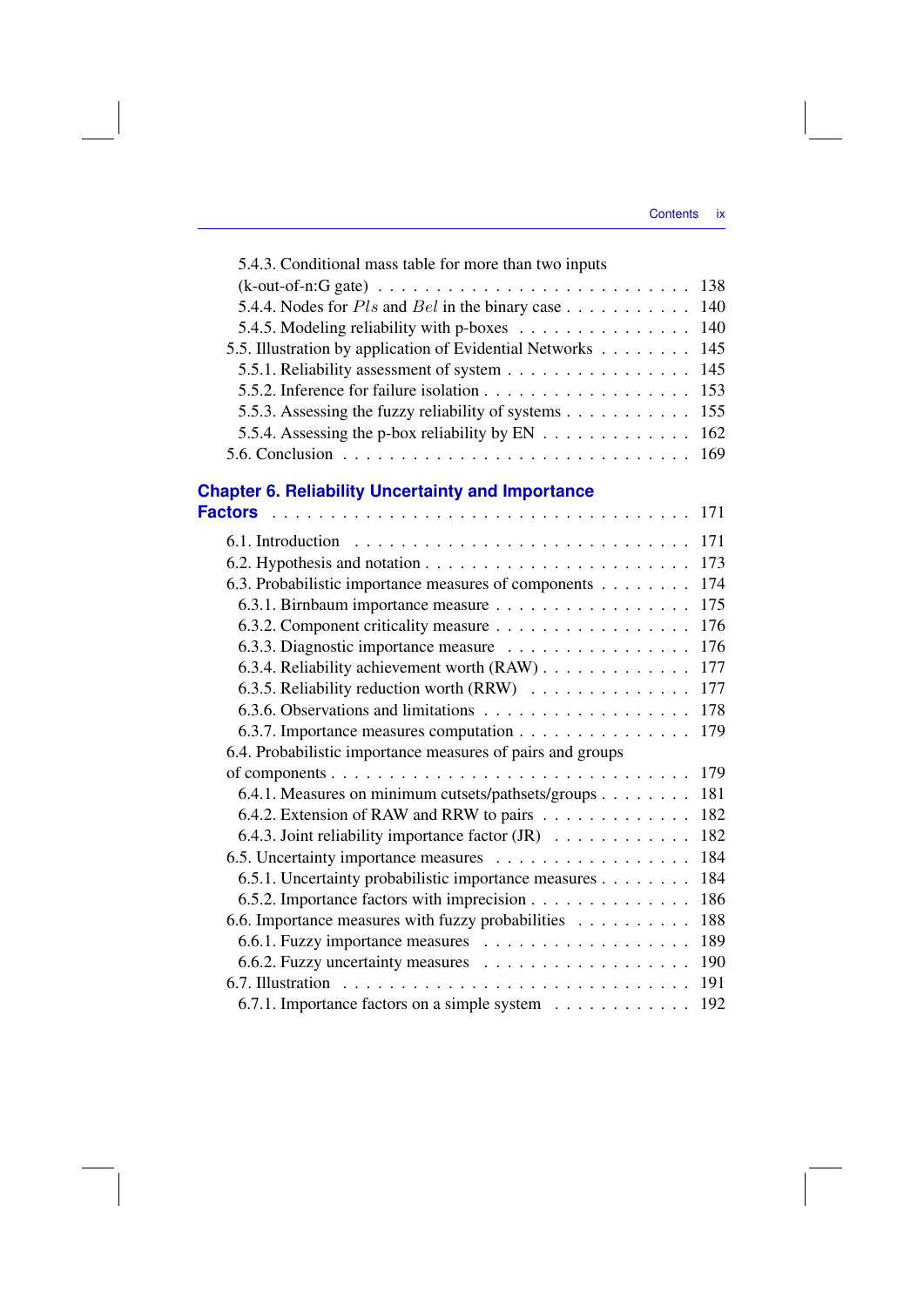5.4.3. Conditional mass table for more than two inputs (k-out-of-n:G gate) . . . . . . . . . . . . . . . . . . . . . . . . . . 138
5.4.4. Nodes for $Pls$ and $Bel$ in the binary case . . . . . . . . . . . 140
5.4.5. Modeling reliability with p-boxes . . . . . . . . . . . . . . . 140
5.5. Illustration by application of Evidential Networks . . . . . . . . 145
5.5.1. Reliability assessment of system . . . . . . . . . . . . . . . . 145
5.5.2. Inference for failure isolation . . . . . . . . . . . . . . . . . 153
5.5.3. Assessing the fuzzy reliability of systems . . . . . . . . . . . 155
5.5.4. Assessing the p-box reliability by EN . . . . . . . . . . . . . 162
5.6. Conclusion . . . . . . . . . . . . . . . . . . . . . . . . . . . 169

## Chapter 6. Reliability Uncertainty and Importance Factors . . . . . . . . . . . . . . . . . . . . . . . . . . . . . . . 171

6.1. Introduction . . . . . . . . . . . . . . . . . . . . . . . . . . 171
6.2. Hypothesis and notation . . . . . . . . . . . . . . . . . . . . . 173
6.3. Probabilistic importance measures of components . . . . . . . . 174
6.3.1. Birnbaum importance measure . . . . . . . . . . . . . . . . . 175
6.3.2. Component criticality measure . . . . . . . . . . . . . . . . . 176
6.3.3. Diagnostic importance measure . . . . . . . . . . . . . . . . 176
6.3.4. Reliability achievement worth (RAW) . . . . . . . . . . . . . 177
6.3.5. Reliability reduction worth (RRW) . . . . . . . . . . . . . . 177
6.3.6. Observations and limitations . . . . . . . . . . . . . . . . . . 178
6.3.7. Importance measures computation . . . . . . . . . . . . . . . 179
6.4. Probabilistic importance measures of pairs and groups of components . . . . . . . . . . . . . . . . . . . . . . . . . . . 179
6.4.1. Measures on minimum cutsets/pathsets/groups . . . . . . . . 181
6.4.2. Extension of RAW and RRW to pairs . . . . . . . . . . . . . 182
6.4.3. Joint reliability importance factor (JR) . . . . . . . . . . . . 182
6.5. Uncertainty importance measures . . . . . . . . . . . . . . . . . 184
6.5.1. Uncertainty probabilistic importance measures . . . . . . . . 184
6.5.2. Importance factors with imprecision . . . . . . . . . . . . . . 186
6.6. Importance measures with fuzzy probabilities . . . . . . . . . . 188
6.6.1. Fuzzy importance measures . . . . . . . . . . . . . . . . . . 189
6.6.2. Fuzzy uncertainty measures . . . . . . . . . . . . . . . . . . 190
6.7. Illustration . . . . . . . . . . . . . . . . . . . . . . . . . . . 191
6.7.1. Importance factors on a simple system . . . . . . . . . . . . 192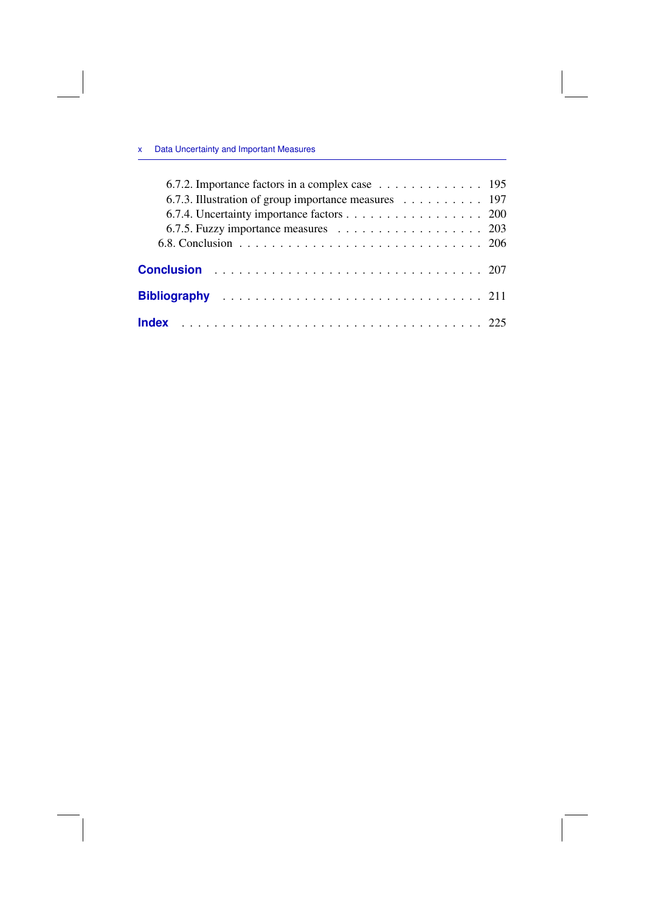6.7.2. Importance factors in a complex case . . . . . . . . . . . . . 195
6.7.3. Illustration of group importance measures . . . . . . . . . . 197
6.7.4. Uncertainty importance factors . . . . . . . . . . . . . . . . . 200
6.7.5. Fuzzy importance measures . . . . . . . . . . . . . . . . . 203
6.8. Conclusion . . . . . . . . . . . . . . . . . . . . . . . . . . . 206

**Conclusion** . . . . . . . . . . . . . . . . . . . . . . . . . . . . . 207

**Bibliography** . . . . . . . . . . . . . . . . . . . . . . . . . . . . 211

**Index** . . . . . . . . . . . . . . . . . . . . . . . . . . . . . . . . 225